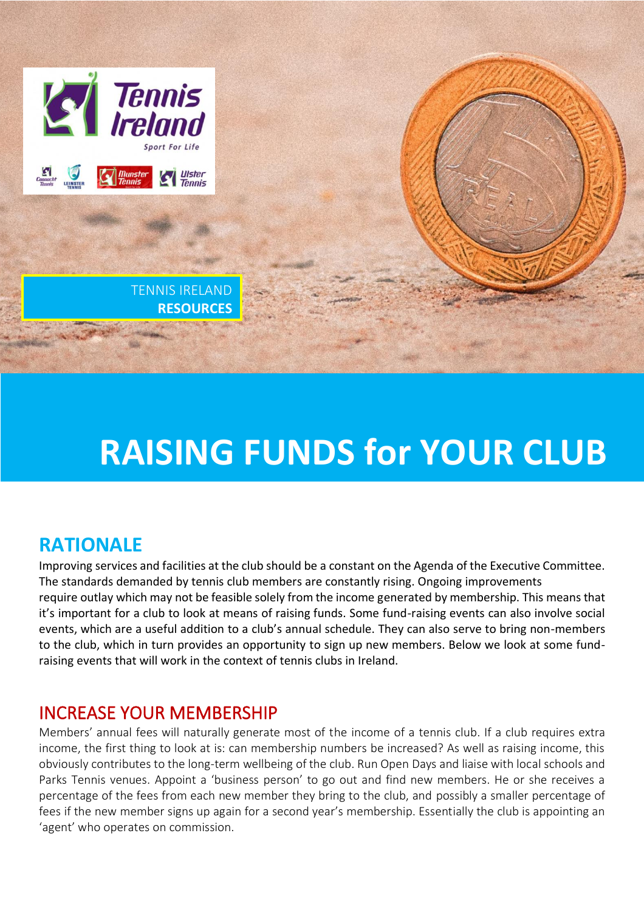TENNIS IRELAND **RESOURCES**

# RAISING FUNDS for YOUR CLUB

## RATIONALE

Improving services and facilities at the club should be a constant on the Agenda of the Executive Committee. The standards demanded by tennis club members are constantly rising. Ongoing improvements require outlay which may not be feasible solely from the income generated by membership. This means that it's important for a club to look at means of raising funds. Some fund-raising events can also involve social events, which are a useful addition to a club's annual schedule. They can also serve to bring non-members to the club, which in turn provides an opportunity to sign up new members. Below we look at some fund-raising events that will work in the context of tennis clubs in Ireland.

## INCREASE YOUR MEMBERSHIP

Members' annual fees will naturally generate most of the income of a tennis club. If a club requires extra income, the first thing to look at is: can membership numbers be increased? As well as raising income, this obviously contributes to the long-term wellbeing of the club. Run Open Days and liaise with local schools and Parks Tennis venues. Appoint a 'business person' to go out and find new members. He or she receives a percentage of the fees from each new member they bring to the club, and possibly a smaller percentage of fees if the new member signs up again for a second year's membership. Essentially the club is appointing an 'agent' who operates on commission.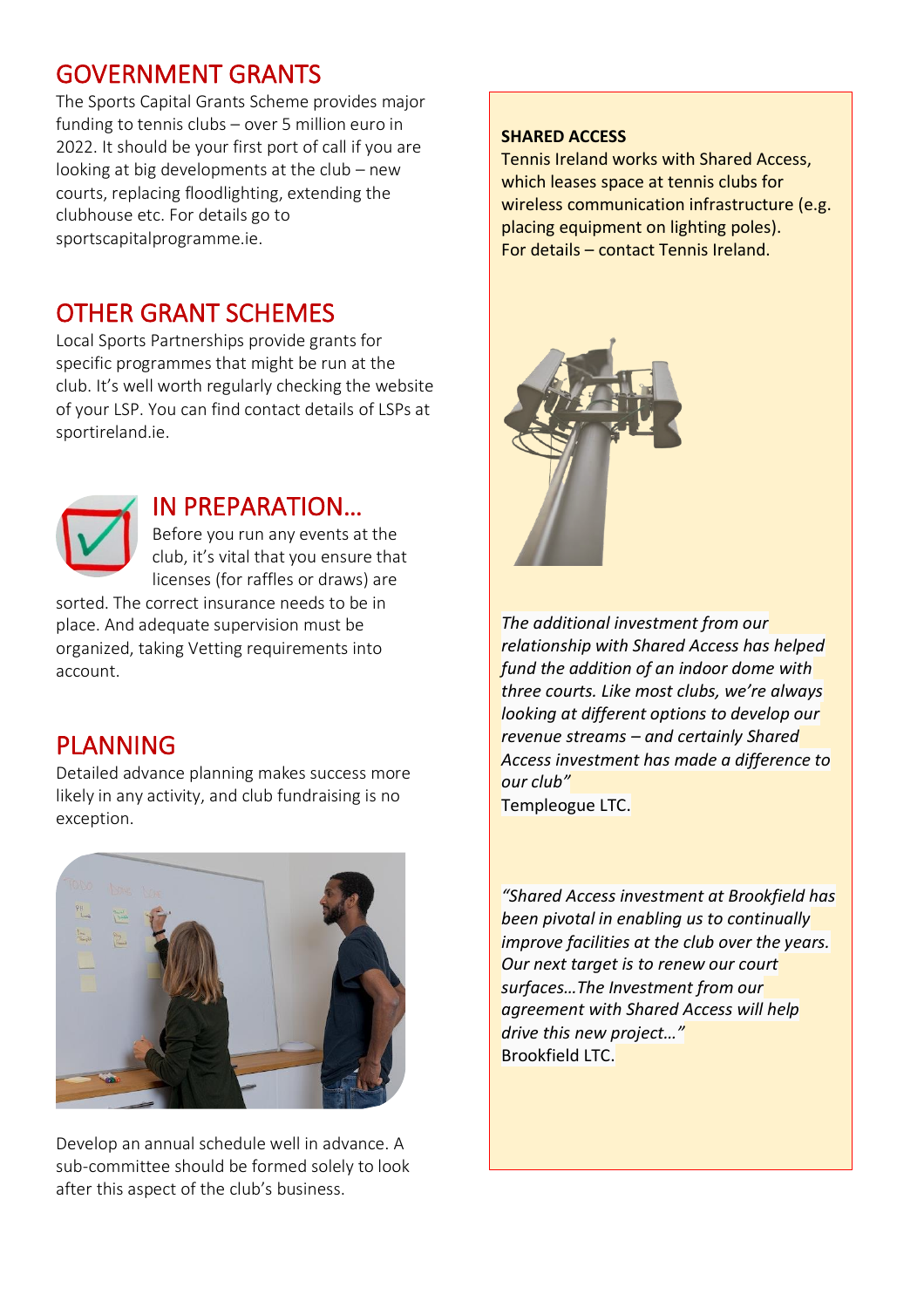## GOVERNMENT GRANTS

The Sports Capital Grants Scheme provides major funding to tennis clubs – over 5 million euro in 2022. It should be your first port of call if you are looking at big developments at the club – new courts, replacing floodlighting, extending the clubhouse etc. For details go to sportscapitalprogramme.ie.

## OTHER GRANT SCHEMES

Local Sports Partnerships provide grants for specific programmes that might be run at the club. It's well worth regularly checking the website of your LSP. You can find contact details of LSPs at sportireland.ie.

## IN PREPARATION…

Before you run any events at the club, it's vital that you ensure that licenses (for raffles or draws) are sorted. The correct insurance needs to be in place. And adequate supervision must be organized, taking Vetting requirements into account.

## PLANNING

Detailed advance planning makes success more likely in any activity, and club fundraising is no exception.

Develop an annual schedule well in advance. A sub-committee should be formed solely to look after this aspect of the club's business.

**SHARED ACCESS**

Tennis Ireland works with Shared Access, which leases space at tennis clubs for wireless communication infrastructure (e.g. placing equipment on lighting poles).
For details – contact Tennis Ireland.

*The additional investment from our relationship with Shared Access has helped fund the addition of an indoor dome with three courts. Like most clubs, we're always looking at different options to develop our revenue streams – and certainly Shared Access investment has made a difference to our club"*
Templeogue LTC.

*"Shared Access investment at Brookfield has been pivotal in enabling us to continually improve facilities at the club over the years. Our next target is to renew our court surfaces…The Investment from our agreement with Shared Access will help drive this new project…"*
Brookfield LTC.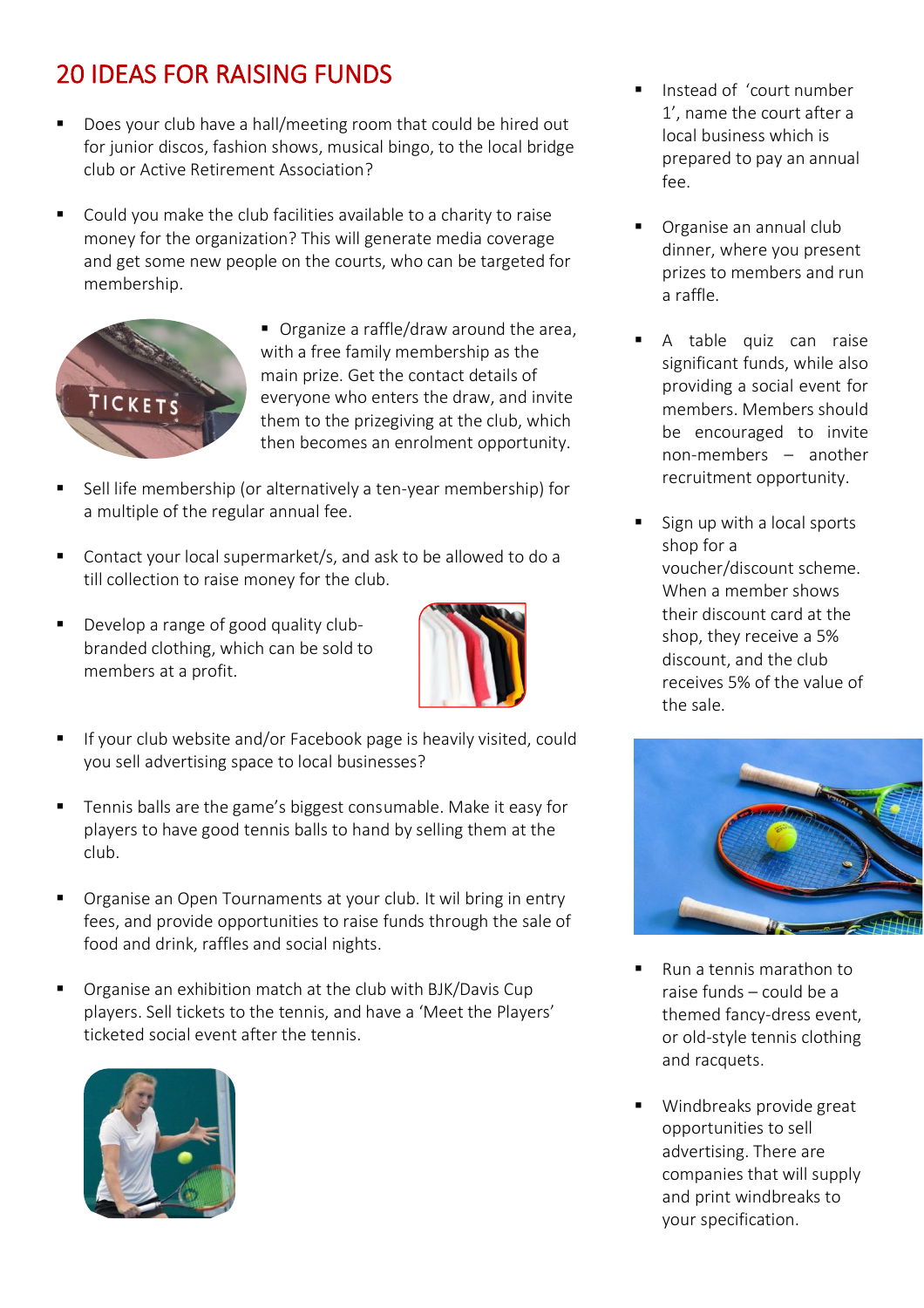# 20 IDEAS FOR RAISING FUNDS

- Does your club have a hall/meeting room that could be hired out for junior discos, fashion shows, musical bingo, to the local bridge club or Active Retirement Association?

- Could you make the club facilities available to a charity to raise money for the organization? This will generate media coverage and get some new people on the courts, who can be targeted for membership.

- Organize a raffle/draw around the area, with a free family membership as the main prize. Get the contact details of everyone who enters the draw, and invite them to the prizegiving at the club, which then becomes an enrolment opportunity.

- Sell life membership (or alternatively a ten-year membership) for a multiple of the regular annual fee.

- Contact your local supermarket/s, and ask to be allowed to do a till collection to raise money for the club.

- Develop a range of good quality club-branded clothing, which can be sold to members at a profit.

- If your club website and/or Facebook page is heavily visited, could you sell advertising space to local businesses?

- Tennis balls are the game's biggest consumable. Make it easy for players to have good tennis balls to hand by selling them at the club.

- Organise an Open Tournaments at your club. It wil bring in entry fees, and provide opportunities to raise funds through the sale of food and drink, raffles and social nights.

- Organise an exhibition match at the club with BJK/Davis Cup players. Sell tickets to the tennis, and have a 'Meet the Players' ticketed social event after the tennis.

- Instead of 'court number 1', name the court after a local business which is prepared to pay an annual fee.

- Organise an annual club dinner, where you present prizes to members and run a raffle.

- A table quiz can raise significant funds, while also providing a social event for members. Members should be encouraged to invite non-members – another recruitment opportunity.

- Sign up with a local sports shop for a voucher/discount scheme. When a member shows their discount card at the shop, they receive a 5% discount, and the club receives 5% of the value of the sale.

- Run a tennis marathon to raise funds – could be a themed fancy-dress event, or old-style tennis clothing and racquets.

- Windbreaks provide great opportunities to sell advertising. There are companies that will supply and print windbreaks to your specification.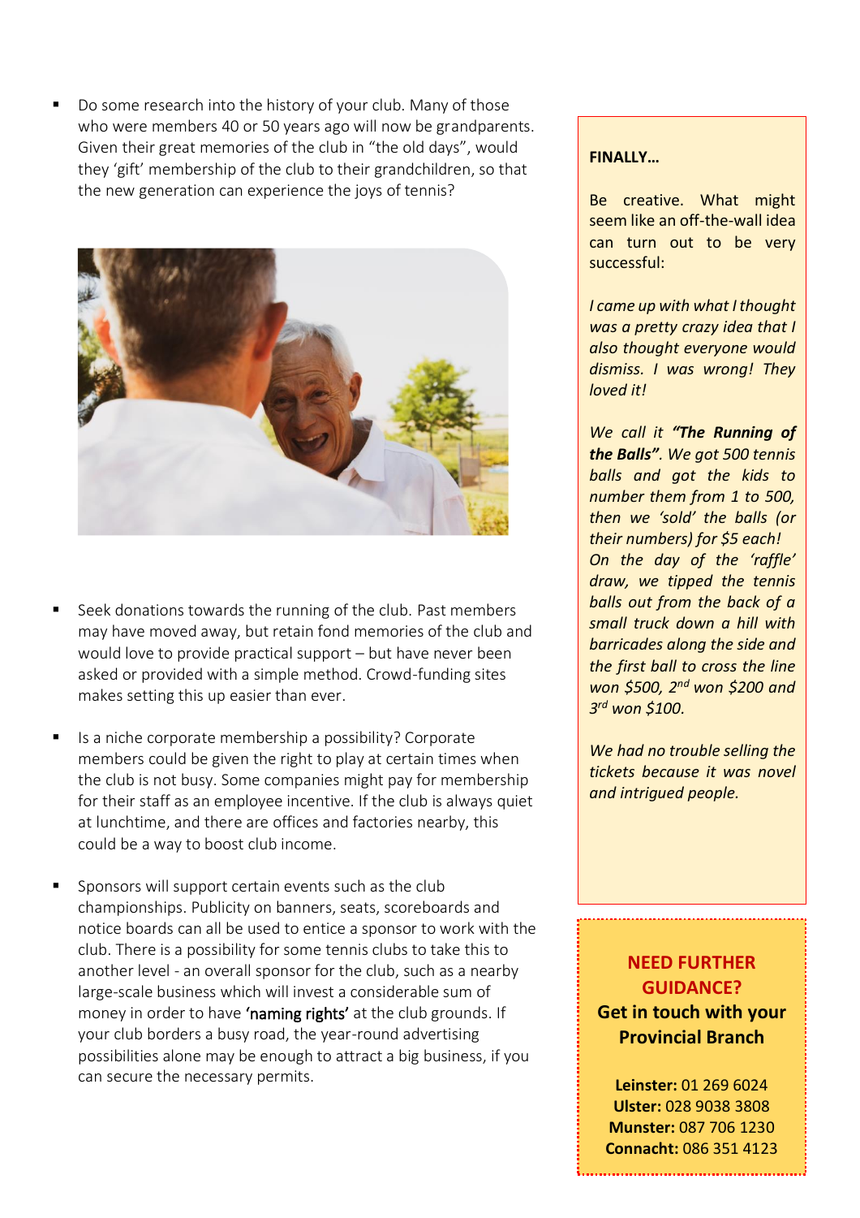- Do some research into the history of your club. Many of those who were members 40 or 50 years ago will now be grandparents. Given their great memories of the club in "the old days", would they 'gift' membership of the club to their grandchildren, so that the new generation can experience the joys of tennis?

- Seek donations towards the running of the club. Past members may have moved away, but retain fond memories of the club and would love to provide practical support – but have never been asked or provided with a simple method. Crowd-funding sites makes setting this up easier than ever.

- Is a niche corporate membership a possibility? Corporate members could be given the right to play at certain times when the club is not busy. Some companies might pay for membership for their staff as an employee incentive. If the club is always quiet at lunchtime, and there are offices and factories nearby, this could be a way to boost club income.

- Sponsors will support certain events such as the club championships. Publicity on banners, seats, scoreboards and notice boards can all be used to entice a sponsor to work with the club. There is a possibility for some tennis clubs to take this to another level - an overall sponsor for the club, such as a nearby large-scale business which will invest a considerable sum of money in order to have 'naming rights' at the club grounds. If your club borders a busy road, the year-round advertising possibilities alone may be enough to attract a big business, if you can secure the necessary permits.

**FINALLY…**

Be creative. What might seem like an off-the-wall idea can turn out to be very successful:

*I came up with what I thought was a pretty crazy idea that I also thought everyone would dismiss. I was wrong! They loved it!*

*We call it **"The Running of the Balls"**. We got 500 tennis balls and got the kids to number them from 1 to 500, then we 'sold' the balls (or their numbers) for $5 each! On the day of the 'raffle' draw, we tipped the tennis balls out from the back of a small truck down a hill with barricades along the side and the first ball to cross the line won $500, 2nd won $200 and 3rd won $100.*

*We had no trouble selling the tickets because it was novel and intrigued people.*

**NEED FURTHER GUIDANCE?**

**Get in touch with your Provincial Branch**

**Leinster:** 01 269 6024
**Ulster:** 028 9038 3808
**Munster:** 087 706 1230
**Connacht:** 086 351 4123